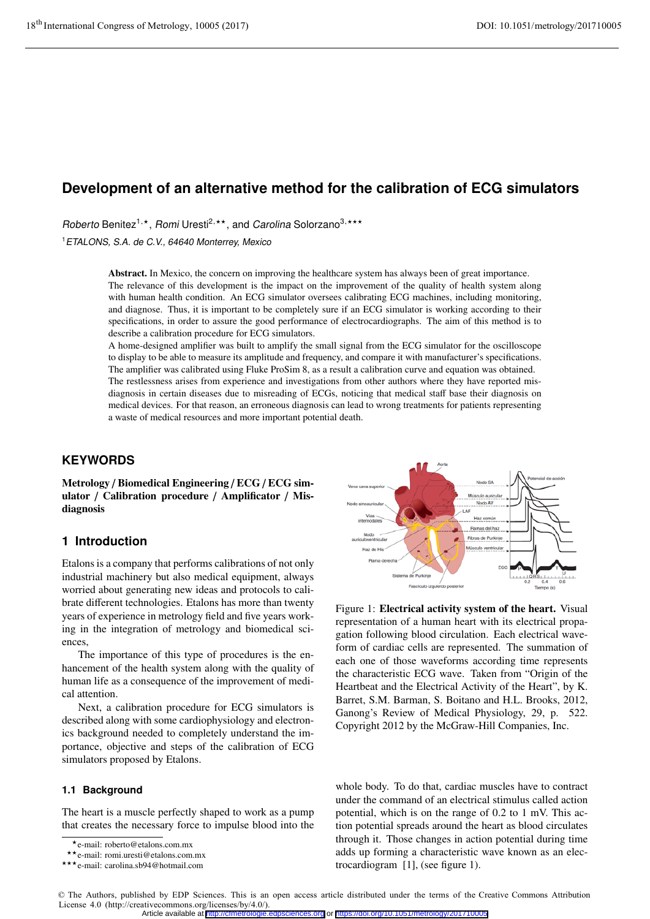# Development of an alternative method for the calibration of ECG simulators

*Roberto* Benitez[1,★], *Romi* Uresti[2,★★], and *Carolina* Solorzano[3,★★★]

[1] *ETALONS, S.A. de C.V., 64640 Monterrey, Mexico*

**Abstract.** In Mexico, the concern on improving the healthcare system has always been of great importance. The relevance of this development is the impact on the improvement of the quality of health system along with human health condition. An ECG simulator oversees calibrating ECG machines, including monitoring, and diagnose. Thus, it is important to be completely sure if an ECG simulator is working according to their specifications, in order to assure the good performance of electrocardiographs. The aim of this method is to describe a calibration procedure for ECG simulators.

A home-designed amplifier was built to amplify the small signal from the ECG simulator for the oscilloscope to display to be able to measure its amplitude and frequency, and compare it with manufacturer's specifications. The amplifier was calibrated using Fluke ProSim 8, as a result a calibration curve and equation was obtained. The restlessness arises from experience and investigations from other authors where they have reported misdiagnosis in certain diseases due to misreading of ECGs, noticing that medical staff base their diagnosis on medical devices. For that reason, an erroneous diagnosis can lead to wrong treatments for patients representing a waste of medical resources and more important potential death.

## KEYWORDS

**Metrology / Biomedical Engineering / ECG / ECG simulator / Calibration procedure / Amplificator / Misdiagnosis**

## 1 Introduction

Etalons is a company that performs calibrations of not only industrial machinery but also medical equipment, always worried about generating new ideas and protocols to calibrate different technologies. Etalons has more than twenty years of experience in metrology field and five years working in the integration of metrology and biomedical sciences,

The importance of this type of procedures is the enhancement of the health system along with the quality of human life as a consequence of the improvement of medical attention.

Next, a calibration procedure for ECG simulators is described along with some cardiophysiology and electronics background needed to completely understand the importance, objective and steps of the calibration of ECG simulators proposed by Etalons.

### 1.1 Background

The heart is a muscle perfectly shaped to work as a pump that creates the necessary force to impulse blood into the whole body. To do that, cardiac muscles have to contract under the command of an electrical stimulus called action potential, which is on the range of 0.2 to 1 mV. This action potential spreads around the heart as blood circulates through it. Those changes in action potential during time adds up forming a characteristic wave known as an electrocardiogram [1], (see figure 1).

Figure 1: **Electrical activity system of the heart.** Visual representation of a human heart with its electrical propagation following blood circulation. Each electrical waveform of cardiac cells are represented. The summation of each one of those waveforms according time represents the characteristic ECG wave. Taken from "Origin of the Heartbeat and the Electrical Activity of the Heart", by K. Barret, S.M. Barman, S. Boitano and H.L. Brooks, 2012, Ganong's Review of Medical Physiology, 29, p. 522. Copyright 2012 by the McGraw-Hill Companies, Inc.

★e-mail: roberto@etalons.com.mx

★★e-mail: romi.uresti@etalons.com.mx

★★★e-mail: carolina.sb94@hotmail.com

© The Authors, published by EDP Sciences. This is an open access article distributed under the terms of the Creative Commons Attribution License 4.0 (http://creativecommons.org/licenses/by/4.0/).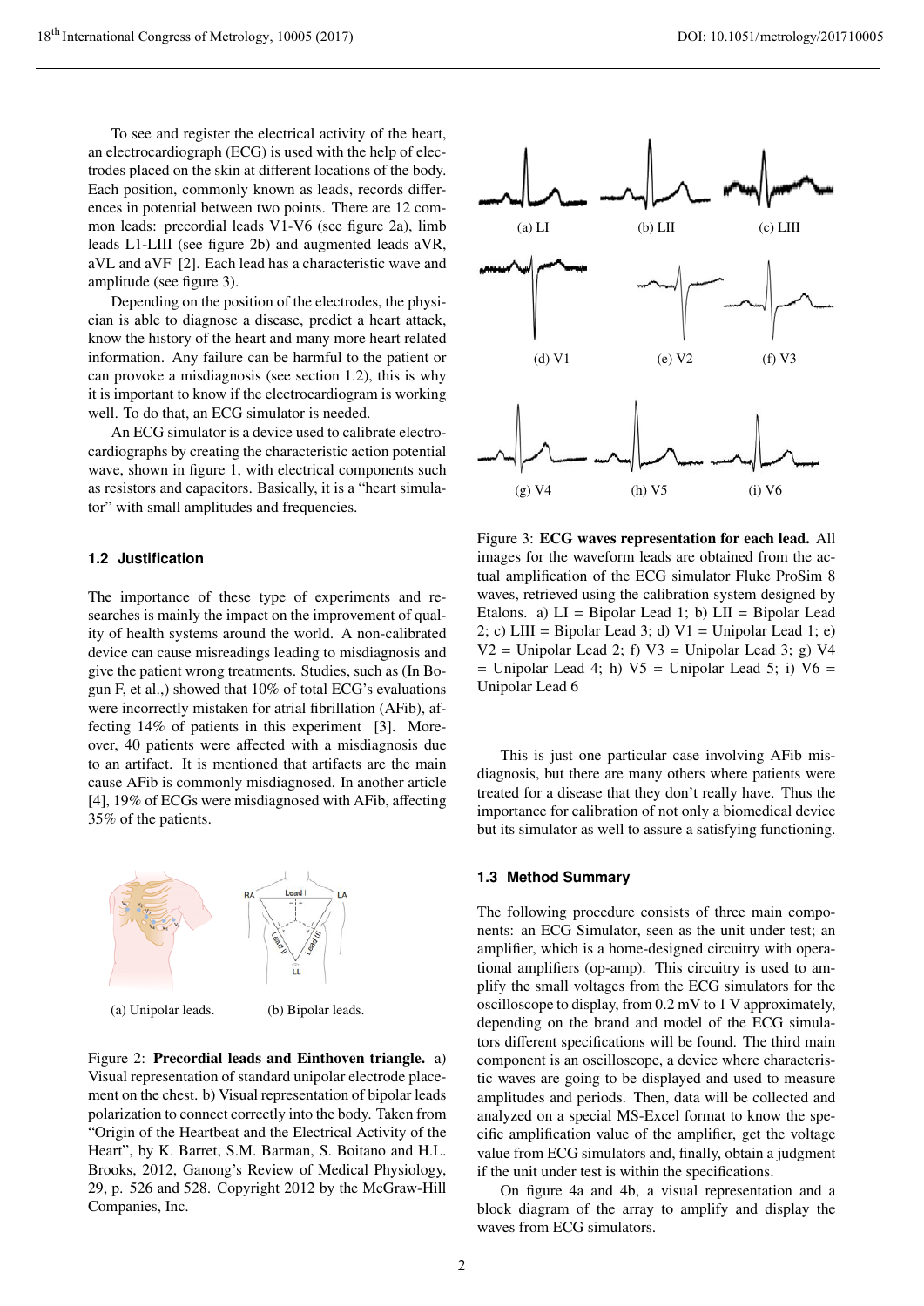To see and register the electrical activity of the heart, an electrocardiograph (ECG) is used with the help of electrodes placed on the skin at different locations of the body. Each position, commonly known as leads, records differences in potential between two points. There are 12 common leads: precordial leads V1-V6 (see figure 2a), limb leads L1-LIII (see figure 2b) and augmented leads aVR, aVL and aVF [2]. Each lead has a characteristic wave and amplitude (see figure 3).

Depending on the position of the electrodes, the physician is able to diagnose a disease, predict a heart attack, know the history of the heart and many more heart related information. Any failure can be harmful to the patient or can provoke a misdiagnosis (see section 1.2), this is why it is important to know if the electrocardiogram is working well. To do that, an ECG simulator is needed.

An ECG simulator is a device used to calibrate electrocardiographs by creating the characteristic action potential wave, shown in figure 1, with electrical components such as resistors and capacitors. Basically, it is a "heart simulator" with small amplitudes and frequencies.

### 1.2 Justification

The importance of these type of experiments and researches is mainly the impact on the improvement of quality of health systems around the world. A non-calibrated device can cause misreadings leading to misdiagnosis and give the patient wrong treatments. Studies, such as (In Bogun F, et al.,) showed that 10% of total ECG's evaluations were incorrectly mistaken for atrial fibrillation (AFib), affecting 14% of patients in this experiment [3]. Moreover, 40 patients were affected with a misdiagnosis due to an artifact. It is mentioned that artifacts are the main cause AFib is commonly misdiagnosed. In another article [4], 19% of ECGs were misdiagnosed with AFib, affecting 35% of the patients.

(a) Unipolar leads. (b) Bipolar leads.

Figure 2: **Precordial leads and Einthoven triangle.** a) Visual representation of standard unipolar electrode placement on the chest. b) Visual representation of bipolar leads polarization to connect correctly into the body. Taken from "Origin of the Heartbeat and the Electrical Activity of the Heart", by K. Barret, S.M. Barman, S. Boitano and H.L. Brooks, 2012, Ganong's Review of Medical Physiology, 29, p. 526 and 528. Copyright 2012 by the McGraw-Hill Companies, Inc.

(a) LI (b) LII (c) LIII (d) V1 (e) V2 (f) V3 (g) V4 (h) V5 (i) V6

Figure 3: **ECG waves representation for each lead.** All images for the waveform leads are obtained from the actual amplification of the ECG simulator Fluke ProSim 8 waves, retrieved using the calibration system designed by Etalons. a) LI = Bipolar Lead 1; b) LII = Bipolar Lead 2; c) LIII = Bipolar Lead 3; d) V1 = Unipolar Lead 1; e) V2 = Unipolar Lead 2; f) V3 = Unipolar Lead 3; g) V4 = Unipolar Lead 4; h) V5 = Unipolar Lead 5; i) V6 = Unipolar Lead 6

This is just one particular case involving AFib misdiagnosis, but there are many others where patients were treated for a disease that they don't really have. Thus the importance for calibration of not only a biomedical device but its simulator as well to assure a satisfying functioning.

### 1.3 Method Summary

The following procedure consists of three main components: an ECG Simulator, seen as the unit under test; an amplifier, which is a home-designed circuitry with operational amplifiers (op-amp). This circuitry is used to amplify the small voltages from the ECG simulators for the oscilloscope to display, from 0.2 mV to 1 V approximately, depending on the brand and model of the ECG simulators different specifications will be found. The third main component is an oscilloscope, a device where characteristic waves are going to be displayed and used to measure amplitudes and periods. Then, data will be collected and analyzed on a special MS-Excel format to know the specific amplification value of the amplifier, get the voltage value from ECG simulators and, finally, obtain a judgment if the unit under test is within the specifications.

On figure 4a and 4b, a visual representation and a block diagram of the array to amplify and display the waves from ECG simulators.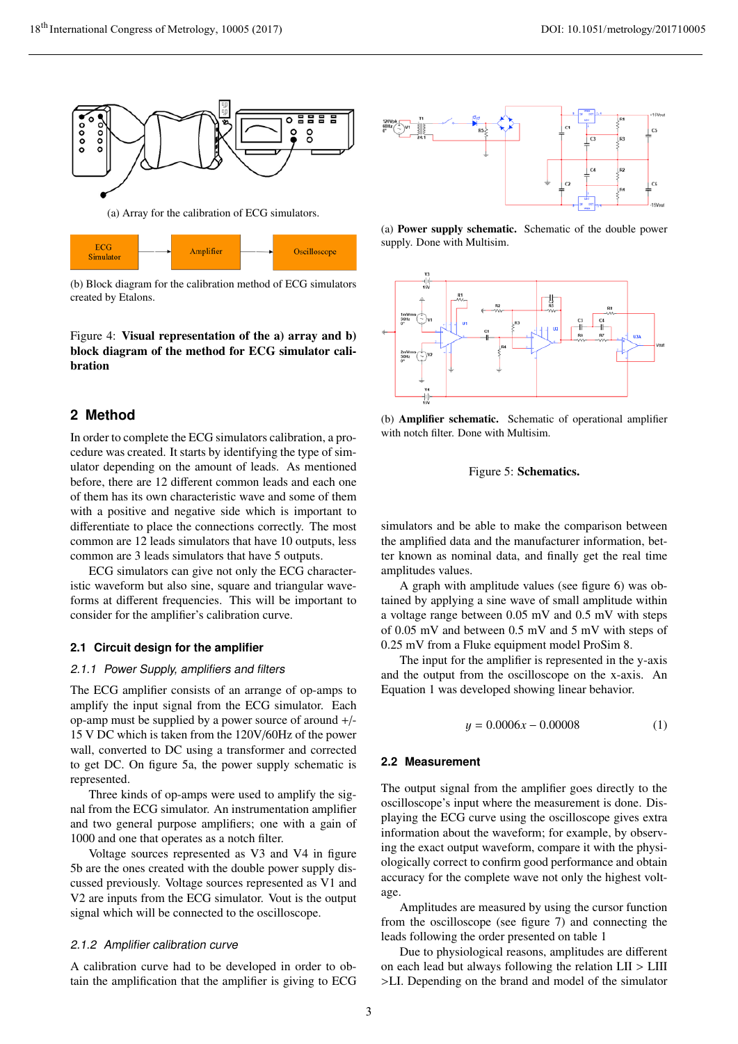(a) Array for the calibration of ECG simulators.

(b) Block diagram for the calibration method of ECG simulators created by Etalons.

Figure 4: **Visual representation of the a) array and b) block diagram of the method for ECG simulator calibration**

## 2 Method

In order to complete the ECG simulators calibration, a procedure was created. It starts by identifying the type of simulator depending on the amount of leads. As mentioned before, there are 12 different common leads and each one of them has its own characteristic wave and some of them with a positive and negative side which is important to differentiate to place the connections correctly. The most common are 12 leads simulators that have 10 outputs, less common are 3 leads simulators that have 5 outputs.

ECG simulators can give not only the ECG characteristic waveform but also sine, square and triangular waveforms at different frequencies. This will be important to consider for the amplifier's calibration curve.

### 2.1 Circuit design for the amplifier

#### *2.1.1 Power Supply, amplifiers and filters*

The ECG amplifier consists of an arrange of op-amps to amplify the input signal from the ECG simulator. Each op-amp must be supplied by a power source of around +/-15 V DC which is taken from the 120V/60Hz of the power wall, converted to DC using a transformer and corrected to get DC. On figure 5a, the power supply schematic is represented.

Three kinds of op-amps were used to amplify the signal from the ECG simulator. An instrumentation amplifier and two general purpose amplifiers; one with a gain of 1000 and one that operates as a notch filter.

Voltage sources represented as V3 and V4 in figure 5b are the ones created with the double power supply discussed previously. Voltage sources represented as V1 and V2 are inputs from the ECG simulator. Vout is the output signal which will be connected to the oscilloscope.

#### *2.1.2 Amplifier calibration curve*

A calibration curve had to be developed in order to obtain the amplification that the amplifier is giving to ECG simulators and be able to make the comparison between the amplified data and the manufacturer information, better known as nominal data, and finally get the real time amplitudes values.

A graph with amplitude values (see figure 6) was obtained by applying a sine wave of small amplitude within a voltage range between 0.05 mV and 0.5 mV with steps of 0.05 mV and between 0.5 mV and 5 mV with steps of 0.25 mV from a Fluke equipment model ProSim 8.

The input for the amplifier is represented in the y-axis and the output from the oscilloscope on the x-axis. An Equation 1 was developed showing linear behavior.

$$y = 0.0006x - 0.00008 \quad (1)$$

(a) **Power supply schematic.** Schematic of the double power supply. Done with Multisim.

(b) **Amplifier schematic.** Schematic of operational amplifier with notch filter. Done with Multisim.

Figure 5: **Schematics.**

### 2.2 Measurement

The output signal from the amplifier goes directly to the oscilloscope's input where the measurement is done. Displaying the ECG curve using the oscilloscope gives extra information about the waveform; for example, by observing the exact output waveform, compare it with the physiologically correct to confirm good performance and obtain accuracy for the complete wave not only the highest voltage.

Amplitudes are measured by using the cursor function from the oscilloscope (see figure 7) and connecting the leads following the order presented on table 1

Due to physiological reasons, amplitudes are different on each lead but always following the relation LII > LIII >LI. Depending on the brand and model of the simulator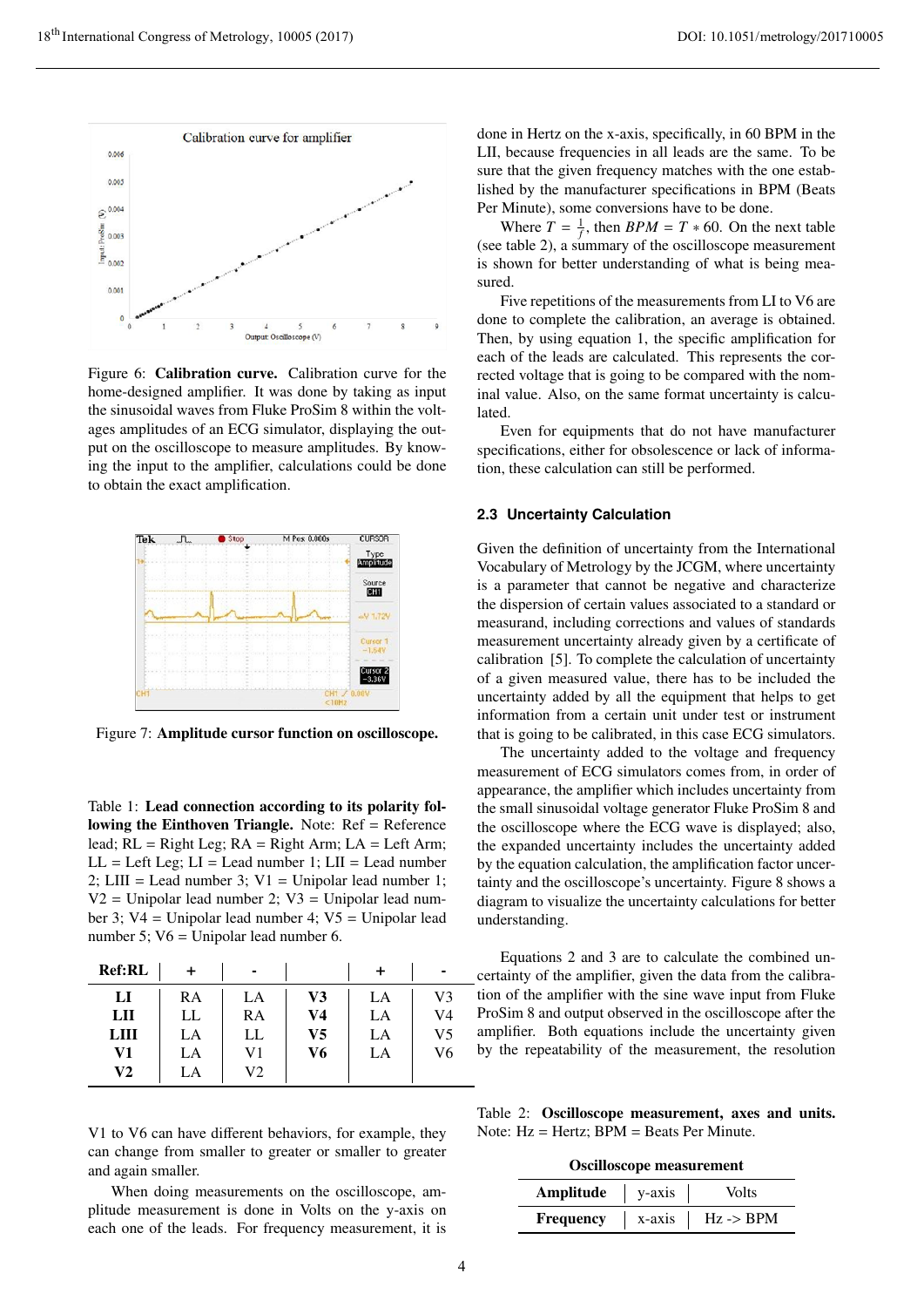Figure 6: **Calibration curve.** Calibration curve for the home-designed amplifier. It was done by taking as input the sinusoidal waves from Fluke ProSim 8 within the voltages amplitudes of an ECG simulator, displaying the output on the oscilloscope to measure amplitudes. By knowing the input to the amplifier, calculations could be done to obtain the exact amplification.

Figure 7: **Amplitude cursor function on oscilloscope.**

Table 1: **Lead connection according to its polarity following the Einthoven Triangle.** Note: Ref = Reference lead; RL = Right Leg; RA = Right Arm; LA = Left Arm; LL = Left Leg; LI = Lead number 1; LII = Lead number 2; LIII = Lead number 3; V1 = Unipolar lead number 1; V2 = Unipolar lead number 2; V3 = Unipolar lead number 3; V4 = Unipolar lead number 4; V5 = Unipolar lead number 5; V6 = Unipolar lead number 6.

| Ref:RL | + | - | | + | - |
|---|---|---|---|---|---|
| **LI** | RA | LA | **V3** | LA | V3 |
| **LII** | LL | RA | **V4** | LA | V4 |
| **LIII** | LA | LL | **V5** | LA | V5 |
| **V1** | LA | V1 | **V6** | LA | V6 |
| **V2** | LA | V2 | | | |

V1 to V6 can have different behaviors, for example, they can change from smaller to greater or smaller to greater and again smaller.

When doing measurements on the oscilloscope, amplitude measurement is done in Volts on the y-axis on each one of the leads. For frequency measurement, it is done in Hertz on the x-axis, specifically, in 60 BPM in the LII, because frequencies in all leads are the same. To be sure that the given frequency matches with the one established by the manufacturer specifications in BPM (Beats Per Minute), some conversions have to be done.

Where $T = \frac{1}{f}$, then $BPM = T * 60$. On the next table (see table 2), a summary of the oscilloscope measurement is shown for better understanding of what is being measured.

Five repetitions of the measurements from LI to V6 are done to complete the calibration, an average is obtained. Then, by using equation 1, the specific amplification for each of the leads are calculated. This represents the corrected voltage that is going to be compared with the nominal value. Also, on the same format uncertainty is calculated.

Even for equipments that do not have manufacturer specifications, either for obsolescence or lack of information, these calculation can still be performed.

### 2.3 Uncertainty Calculation

Given the definition of uncertainty from the International Vocabulary of Metrology by the JCGM, where uncertainty is a parameter that cannot be negative and characterize the dispersion of certain values associated to a standard or measurand, including corrections and values of standards measurement uncertainty already given by a certificate of calibration [5]. To complete the calculation of uncertainty of a given measured value, there has to be included the uncertainty added by all the equipment that helps to get information from a certain unit under test or instrument that is going to be calibrated, in this case ECG simulators.

The uncertainty added to the voltage and frequency measurement of ECG simulators comes from, in order of appearance, the amplifier which includes uncertainty from the small sinusoidal voltage generator Fluke ProSim 8 and the oscilloscope where the ECG wave is displayed; also, the expanded uncertainty includes the uncertainty added by the equation calculation, the amplification factor uncertainty and the oscilloscope's uncertainty. Figure 8 shows a diagram to visualize the uncertainty calculations for better understanding.

Equations 2 and 3 are to calculate the combined uncertainty of the amplifier, given the data from the calibration of the amplifier with the sine wave input from Fluke ProSim 8 and output observed in the oscilloscope after the amplifier. Both equations include the uncertainty given by the repeatability of the measurement, the resolution

Table 2: **Oscilloscope measurement, axes and units.** Note: Hz = Hertz; BPM = Beats Per Minute.

| Oscilloscope measurement | | |
|---|---|---|
| **Amplitude** | y-axis | Volts |
| **Frequency** | x-axis | Hz -> BPM |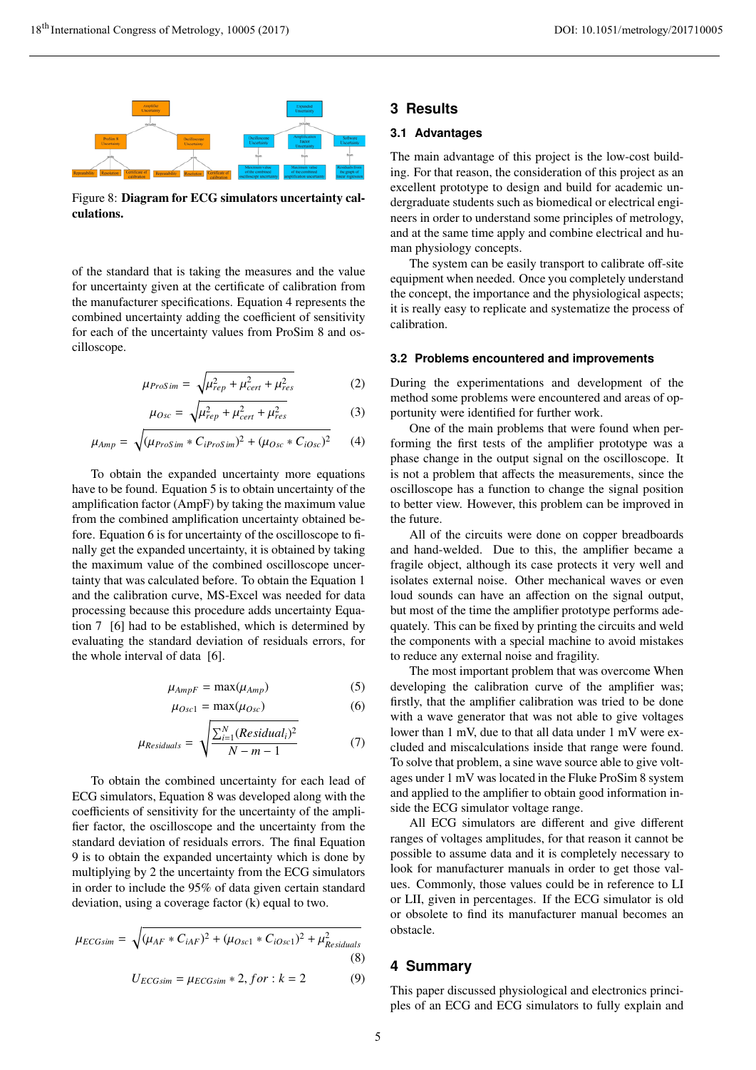Figure 8: **Diagram for ECG simulators uncertainty calculations.**

of the standard that is taking the measures and the value for uncertainty given at the certificate of calibration from the manufacturer specifications. Equation 4 represents the combined uncertainty adding the coefficient of sensitivity for each of the uncertainty values from ProSim 8 and oscilloscope.

$$\mu_{ProSim} = \sqrt{\mu_{rep}^2 + \mu_{cert}^2 + \mu_{res}^2} \quad (2)$$

$$\mu_{Osc} = \sqrt{\mu_{rep}^2 + \mu_{cert}^2 + \mu_{res}^2} \quad (3)$$

$$\mu_{Amp} = \sqrt{(\mu_{ProSim} * C_{iProSim})^2 + (\mu_{Osc} * C_{iOsc})^2} \quad (4)$$

To obtain the expanded uncertainty more equations have to be found. Equation 5 is to obtain uncertainty of the amplification factor (AmpF) by taking the maximum value from the combined amplification uncertainty obtained before. Equation 6 is for uncertainty of the oscilloscope to finally get the expanded uncertainty, it is obtained by taking the maximum value of the combined oscilloscope uncertainty that was calculated before. To obtain the Equation 1 and the calibration curve, MS-Excel was needed for data processing because this procedure adds uncertainty Equation 7 [6] had to be established, which is determined by evaluating the standard deviation of residuals errors, for the whole interval of data [6].

$$\mu_{AmpF} = \max(\mu_{Amp}) \quad (5)$$

$$\mu_{Osc1} = \max(\mu_{Osc}) \quad (6)$$

$$\mu_{Residuals} = \sqrt{\frac{\sum_{i=1}^{N}(Residual_i)^2}{N - m - 1}} \quad (7)$$

To obtain the combined uncertainty for each lead of ECG simulators, Equation 8 was developed along with the coefficients of sensitivity for the uncertainty of the amplifier factor, the oscilloscope and the uncertainty from the standard deviation of residuals errors. The final Equation 9 is to obtain the expanded uncertainty which is done by multiplying by 2 the uncertainty from the ECG simulators in order to include the 95% of data given certain standard deviation, using a coverage factor (k) equal to two.

$$\mu_{ECGsim} = \sqrt{(\mu_{AF} * C_{iAF})^2 + (\mu_{Osc1} * C_{iOsc1})^2 + \mu_{Residuals}^2} \quad (8)$$

$$U_{ECGsim} = \mu_{ECGsim} * 2, for : k = 2 \quad (9)$$

## 3 Results

### 3.1 Advantages

The main advantage of this project is the low-cost building. For that reason, the consideration of this project as an excellent prototype to design and build for academic undergraduate students such as biomedical or electrical engineers in order to understand some principles of metrology, and at the same time apply and combine electrical and human physiology concepts.

The system can be easily transport to calibrate off-site equipment when needed. Once you completely understand the concept, the importance and the physiological aspects; it is really easy to replicate and systematize the process of calibration.

### 3.2 Problems encountered and improvements

During the experimentations and development of the method some problems were encountered and areas of opportunity were identified for further work.

One of the main problems that were found when performing the first tests of the amplifier prototype was a phase change in the output signal on the oscilloscope. It is not a problem that affects the measurements, since the oscilloscope has a function to change the signal position to better view. However, this problem can be improved in the future.

All of the circuits were done on copper breadboards and hand-welded. Due to this, the amplifier became a fragile object, although its case protects it very well and isolates external noise. Other mechanical waves or even loud sounds can have an affection on the signal output, but most of the time the amplifier prototype performs adequately. This can be fixed by printing the circuits and weld the components with a special machine to avoid mistakes to reduce any external noise and fragility.

The most important problem that was overcome When developing the calibration curve of the amplifier was; firstly, that the amplifier calibration was tried to be done with a wave generator that was not able to give voltages lower than 1 mV, due to that all data under 1 mV were excluded and miscalculations inside that range were found. To solve that problem, a sine wave source able to give voltages under 1 mV was located in the Fluke ProSim 8 system and applied to the amplifier to obtain good information inside the ECG simulator voltage range.

All ECG simulators are different and give different ranges of voltages amplitudes, for that reason it cannot be possible to assume data and it is completely necessary to look for manufacturer manuals in order to get those values. Commonly, those values could be in reference to LI or LII, given in percentages. If the ECG simulator is old or obsolete to find its manufacturer manual becomes an obstacle.

## 4 Summary

This paper discussed physiological and electronics principles of an ECG and ECG simulators to fully explain and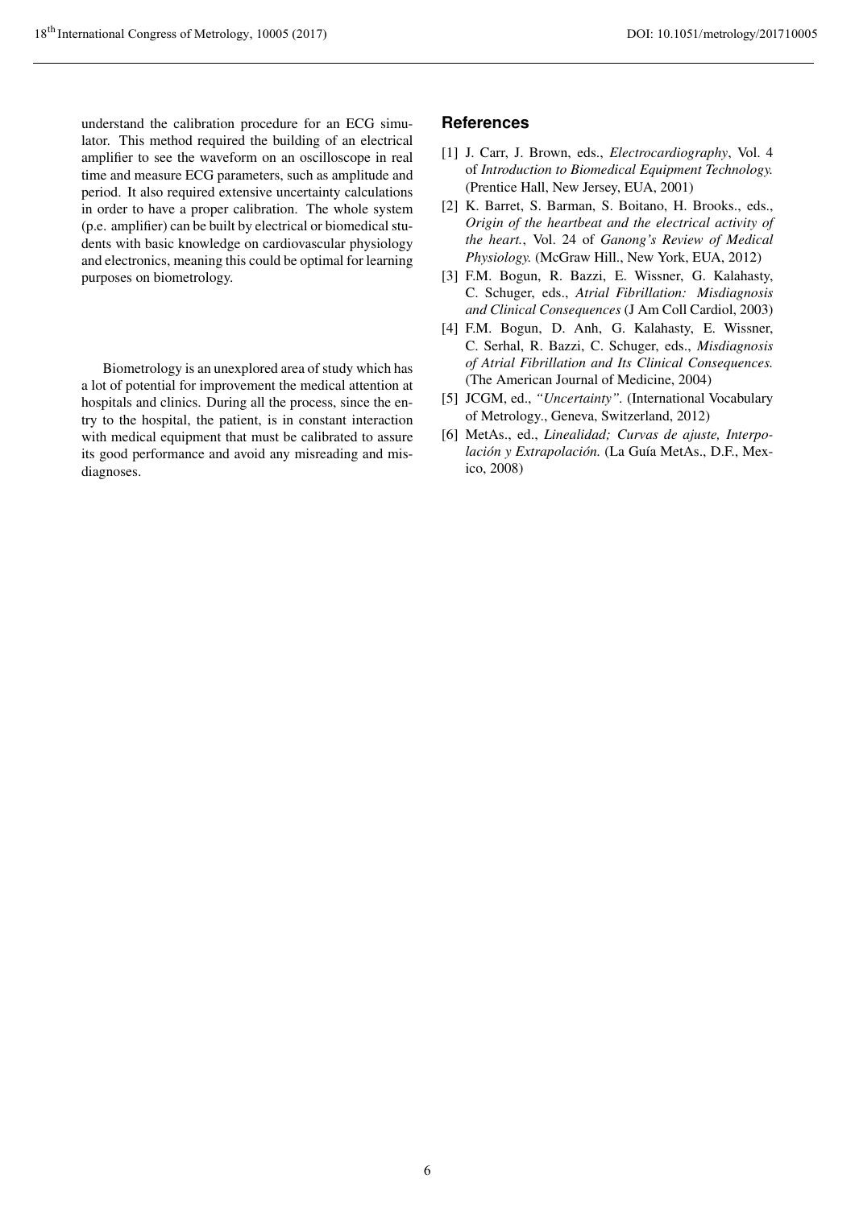understand the calibration procedure for an ECG simulator. This method required the building of an electrical amplifier to see the waveform on an oscilloscope in real time and measure ECG parameters, such as amplitude and period. It also required extensive uncertainty calculations in order to have a proper calibration. The whole system (p.e. amplifier) can be built by electrical or biomedical students with basic knowledge on cardiovascular physiology and electronics, meaning this could be optimal for learning purposes on biometrology.

Biometrology is an unexplored area of study which has a lot of potential for improvement the medical attention at hospitals and clinics. During all the process, since the entry to the hospital, the patient, is in constant interaction with medical equipment that must be calibrated to assure its good performance and avoid any misreading and misdiagnoses.

## References

[1] J. Carr, J. Brown, eds., *Electrocardiography*, Vol. 4 of *Introduction to Biomedical Equipment Technology.* (Prentice Hall, New Jersey, EUA, 2001)

[2] K. Barret, S. Barman, S. Boitano, H. Brooks., eds., *Origin of the heartbeat and the electrical activity of the heart.*, Vol. 24 of *Ganong's Review of Medical Physiology.* (McGraw Hill., New York, EUA, 2012)

[3] F.M. Bogun, R. Bazzi, E. Wissner, G. Kalahasty, C. Schuger, eds., *Atrial Fibrillation: Misdiagnosis and Clinical Consequences* (J Am Coll Cardiol, 2003)

[4] F.M. Bogun, D. Anh, G. Kalahasty, E. Wissner, C. Serhal, R. Bazzi, C. Schuger, eds., *Misdiagnosis of Atrial Fibrillation and Its Clinical Consequences.* (The American Journal of Medicine, 2004)

[5] JCGM, ed., *"Uncertainty".* (International Vocabulary of Metrology., Geneva, Switzerland, 2012)

[6] MetAs., ed., *Linealidad; Curvas de ajuste, Interpolación y Extrapolación.* (La Guía MetAs., D.F., Mexico, 2008)